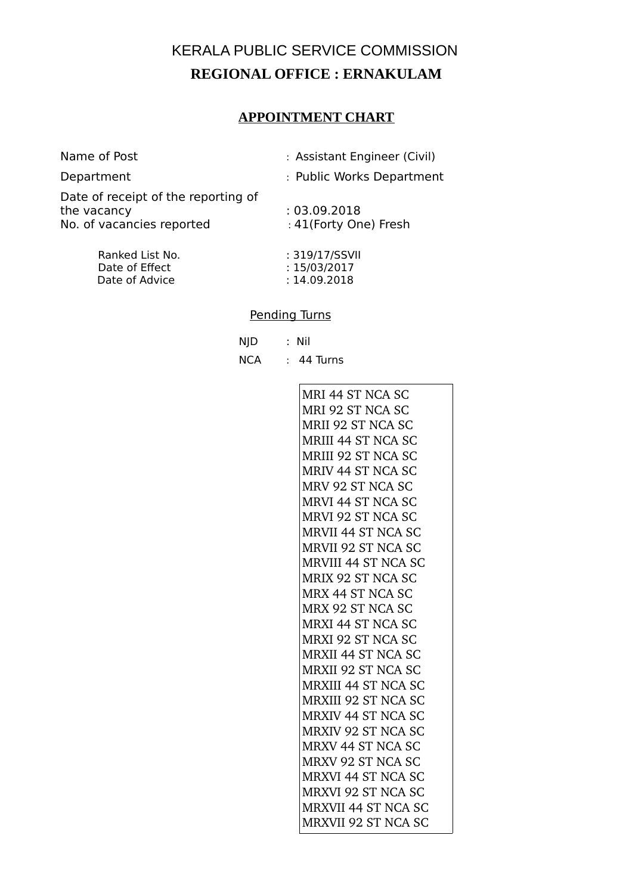# KERALA PUBLIC SERVICE COMMISSION

## REGIONAL OFFICE : ERNAKULAM

### APPOINTMENT CHART

Name of Post : Assistant Engineer (Civil)

Department : Public Works Department

Date of receipt of the reporting of the vacancy : 03.09.2018

No. of vacancies reported : 41(Forty One) Fresh

Ranked List No. : 319/17/SSVII

Date of Effect : 15/03/2017

Date of Advice : 14.09.2018

Pending Turns

NJD : Nil

NCA : 44 Turns

MRI 44 ST NCA SC
MRI 92 ST NCA SC
MRII 92 ST NCA SC
MRIII 44 ST NCA SC
MRIII 92 ST NCA SC
MRIV 44 ST NCA SC
MRV 92 ST NCA SC
MRVI 44 ST NCA SC
MRVI 92 ST NCA SC
MRVII 44 ST NCA SC
MRVII 92 ST NCA SC
MRVIII 44 ST NCA SC
MRIX 92 ST NCA SC
MRX 44 ST NCA SC
MRX 92 ST NCA SC
MRXI 44 ST NCA SC
MRXI 92 ST NCA SC
MRXII 44 ST NCA SC
MRXII 92 ST NCA SC
MRXIII 44 ST NCA SC
MRXIII 92 ST NCA SC
MRXIV 44 ST NCA SC
MRXIV 92 ST NCA SC
MRXV 44 ST NCA SC
MRXV 92 ST NCA SC
MRXVI 44 ST NCA SC
MRXVI 92 ST NCA SC
MRXVII 44 ST NCA SC
MRXVII 92 ST NCA SC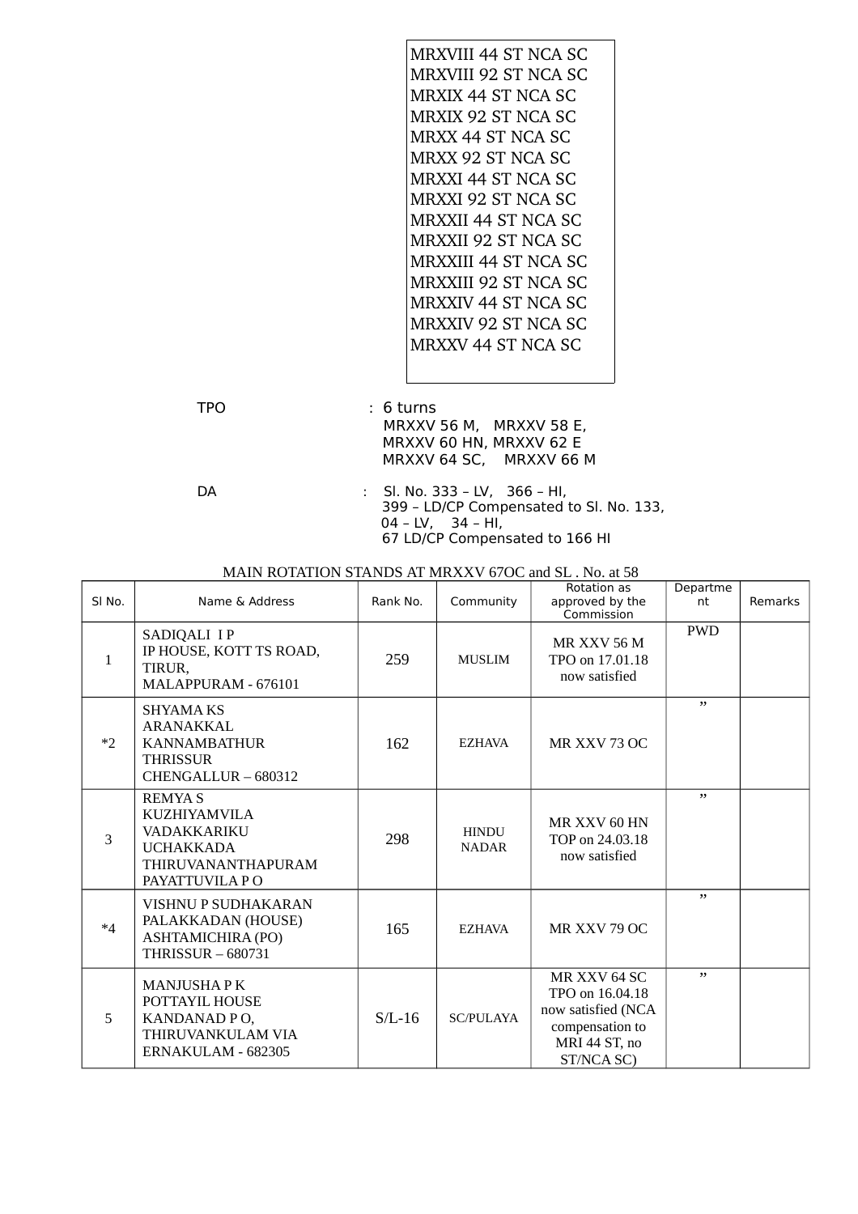MRXVIII 44 ST NCA SC
MRXVIII 92 ST NCA SC
MRXIX 44 ST NCA SC
MRXIX 92 ST NCA SC
MRXX 44 ST NCA SC
MRXX 92 ST NCA SC
MRXXI 44 ST NCA SC
MRXXI 92 ST NCA SC
MRXXII 44 ST NCA SC
MRXXII 92 ST NCA SC
MRXXIII 44 ST NCA SC
MRXXIII 92 ST NCA SC
MRXXIV 44 ST NCA SC
MRXXIV 92 ST NCA SC
MRXXV 44 ST NCA SC

TPO : 6 turns
MRXXV 56 M, MRXXV 58 E,
MRXXV 60 HN, MRXXV 62 E
MRXXV 64 SC, MRXXV 66 M

DA : Sl. No. 333 – LV, 366 – HI,
399 – LD/CP Compensated to Sl. No. 133,
04 – LV, 34 – HI,
67 LD/CP Compensated to 166 HI

MAIN ROTATION STANDS AT MRXXV 67OC and SL . No. at 58

| Sl No. | Name & Address | Rank No. | Community | Rotation as approved by the Commission | Department | Remarks |
|---|---|---|---|---|---|---|
| 1 | SADIQALI I P<br>IP HOUSE, KOTT TS ROAD, TIRUR,<br>MALAPPURAM - 676101 | 259 | MUSLIM | MR XXV 56 M<br>TPO on 17.01.18<br>now satisfied | PWD | |
| *2 | SHYAMA KS<br>ARANAKKAL<br>KANNAMBATHUR<br>THRISSUR<br>CHENGALLUR – 680312 | 162 | EZHAVA | MR XXV 73 OC | ” | |
| 3 | REMYA S<br>KUZHIYAMVILA<br>VADAKKARIKU<br>UCHAKKADA<br>THIRUVANANTHAPURAM<br>PAYATTUVILA P O | 298 | HINDU NADAR | MR XXV 60 HN<br>TOP on 24.03.18<br>now satisfied | ” | |
| *4 | VISHNU P SUDHAKARAN<br>PALAKKADAN (HOUSE)<br>ASHTAMICHIRA (PO)<br>THRISSUR – 680731 | 165 | EZHAVA | MR XXV 79 OC | ” | |
| 5 | MANJUSHA P K<br>POTTAYIL HOUSE<br>KANDANAD P O,<br>THIRUVANKULAM VIA<br>ERNAKULAM - 682305 | S/L-16 | SC/PULAYA | MR XXV 64 SC<br>TPO on 16.04.18<br>now satisfied (NCA compensation to MRI 44 ST, no ST/NCA SC) | ” | |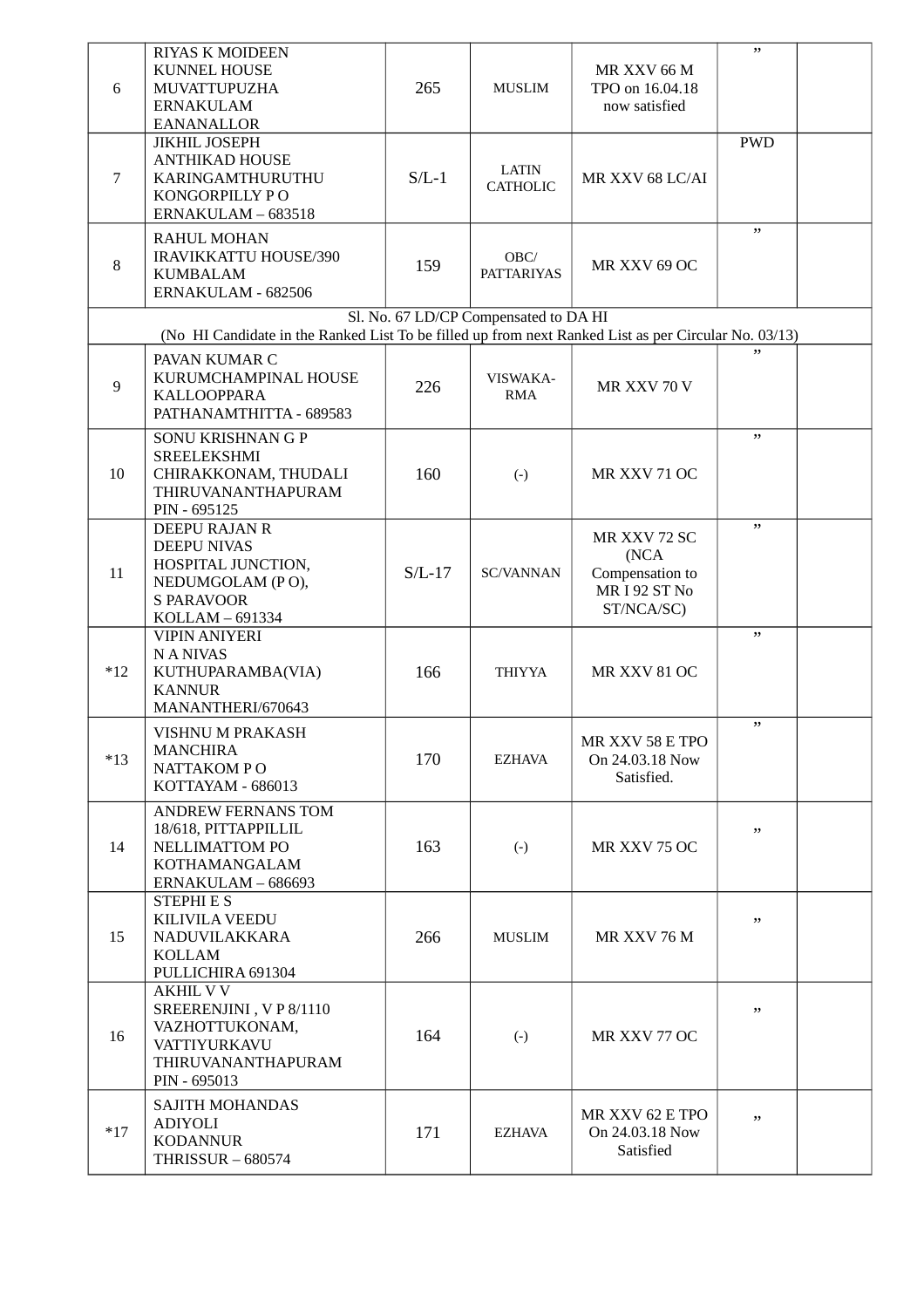| | | | | | | |
|---|---|---|---|---|---|---|
| 6 | RIYAS K MOIDEEN<br>KUNNEL HOUSE<br>MUVATTUPUZHA<br>ERNAKULAM<br>EANANALLOR | 265 | MUSLIM | MR XXV 66 M<br>TPO on 16.04.18<br>now satisfied | ” | |
| 7 | JIKHIL JOSEPH<br>ANTHIKAD HOUSE<br>KARINGAMTHURUTHU<br>KONGORPILLY P O<br>ERNAKULAM – 683518 | S/L-1 | LATIN CATHOLIC | MR XXV 68 LC/AI | PWD | |
| 8 | RAHUL MOHAN<br>IRAVIKKATTU HOUSE/390<br>KUMBALAM<br>ERNAKULAM - 682506 | 159 | OBC/ PATTARIYAS | MR XXV 69 OC | ” | |
| Sl. No. 67 LD/CP Compensated to DA HI<br>(No HI Candidate in the Ranked List To be filled up from next Ranked List as per Circular No. 03/13) | | | | | | |
| 9 | PAVAN KUMAR C<br>KURUMCHAMPINAL HOUSE<br>KALLOOPPARA<br>PATHANAMTHITTA - 689583 | 226 | VISWAKA-RMA | MR XXV 70 V | ” | |
| 10 | SONU KRISHNAN G P<br>SREELEKSHMI<br>CHIRAKKONAM, THUDALI<br>THIRUVANANTHAPURAM<br>PIN - 695125 | 160 | (-) | MR XXV 71 OC | ” | |
| 11 | DEEPU RAJAN R<br>DEEPU NIVAS<br>HOSPITAL JUNCTION,<br>NEDUMGOLAM (P O),<br>S PARAVOOR<br>KOLLAM – 691334 | S/L-17 | SC/VANNAN | MR XXV 72 SC<br>(NCA Compensation to MR I 92 ST No ST/NCA/SC) | ” | |
| *12 | VIPIN ANIYERI<br>N A NIVAS<br>KUTHUPARAMBA(VIA)<br>KANNUR<br>MANANTHERI/670643 | 166 | THIYYA | MR XXV 81 OC | ” | |
| *13 | VISHNU M PRAKASH<br>MANCHIRA<br>NATTAKOM P O<br>KOTTAYAM - 686013 | 170 | EZHAVA | MR XXV 58 E TPO On 24.03.18 Now Satisfied. | ” | |
| 14 | ANDREW FERNANS TOM<br>18/618, PITTAPPILLIL<br>NELLIMATTOM PO<br>KOTHAMANGALAM<br>ERNAKULAM – 686693 | 163 | (-) | MR XXV 75 OC | ” | |
| 15 | STEPHI E S<br>KILIVILA VEEDU<br>NADUVILAKKARA<br>KOLLAM<br>PULLICHIRA 691304 | 266 | MUSLIM | MR XXV 76 M | ” | |
| 16 | AKHIL V V<br>SREERENJINI , V P 8/1110<br>VAZHOTTUKONAM,<br>VATTIYURKAVU<br>THIRUVANANTHAPURAM<br>PIN - 695013 | 164 | (-) | MR XXV 77 OC | ” | |
| *17 | SAJITH MOHANDAS<br>ADIYOLI<br>KODANNUR<br>THRISSUR – 680574 | 171 | EZHAVA | MR XXV 62 E TPO On 24.03.18 Now Satisfied | ” | |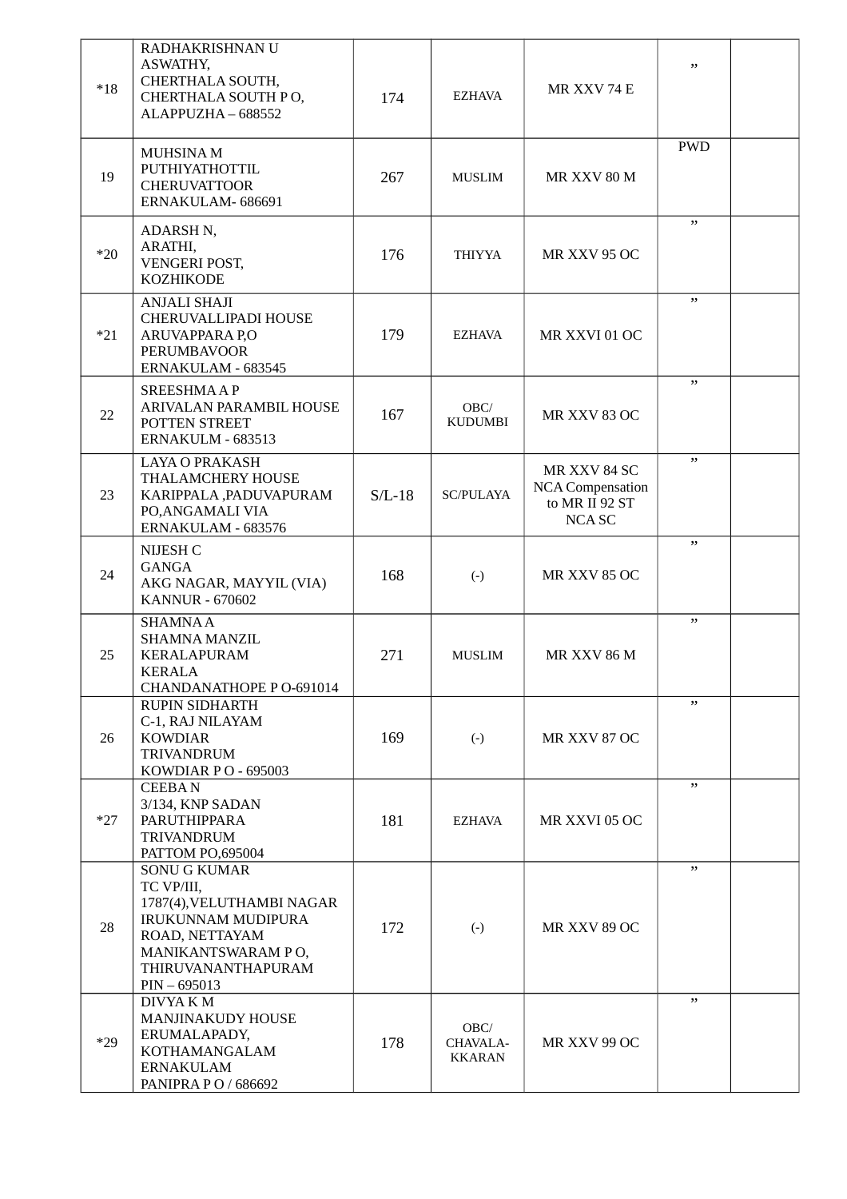| | | | | | | |
|---|---|---|---|---|---|---|
| *18 | RADHAKRISHNAN U<br>ASWATHY,<br>CHERTHALA SOUTH,<br>CHERTHALA SOUTH P O,<br>ALAPPUZHA – 688552 | 174 | EZHAVA | MR XXV 74 E | ,, | |
| 19 | MUHSINA M<br>PUTHIYATHOTTIL<br>CHERUVATTOOR<br>ERNAKULAM- 686691 | 267 | MUSLIM | MR XXV 80 M | PWD | |
| *20 | ADARSH N,<br>ARATHI,<br>VENGERI POST,<br>KOZHIKODE | 176 | THIYYA | MR XXV 95 OC | ,, | |
| *21 | ANJALI SHAJI<br>CHERUVALLIPADI HOUSE<br>ARUVAPPARA P,O<br>PERUMBAVOOR<br>ERNAKULAM - 683545 | 179 | EZHAVA | MR XXVI 01 OC | ,, | |
| 22 | SREESHMA A P<br>ARIVALAN PARAMBIL HOUSE<br>POTTEN STREET<br>ERNAKULM - 683513 | 167 | OBC/<br>KUDUMBI | MR XXV 83 OC | ,, | |
| 23 | LAYA O PRAKASH<br>THALAMCHERY HOUSE<br>KARIPPALA ,PADUVAPURAM<br>PO,ANGAMALI VIA<br>ERNAKULAM - 683576 | S/L-18 | SC/PULAYA | MR XXV 84 SC<br>NCA Compensation<br>to MR II 92 ST<br>NCA SC | ,, | |
| 24 | NIJESH C<br>GANGA<br>AKG NAGAR, MAYYIL (VIA)<br>KANNUR - 670602 | 168 | (-) | MR XXV 85 OC | ,, | |
| 25 | SHAMNA A<br>SHAMNA MANZIL<br>KERALAPURAM<br>KERALA<br>CHANDANATHOPE P O-691014 | 271 | MUSLIM | MR XXV 86 M | ,, | |
| 26 | RUPIN SIDHARTH<br>C-1, RAJ NILAYAM<br>KOWDIAR<br>TRIVANDRUM<br>KOWDIAR P O - 695003 | 169 | (-) | MR XXV 87 OC | ,, | |
| *27 | CEEBA N<br>3/134, KNP SADAN<br>PARUTHIPPARA<br>TRIVANDRUM<br>PATTOM PO,695004 | 181 | EZHAVA | MR XXVI 05 OC | ,, | |
| 28 | SONU G KUMAR<br>TC VP/III,<br>1787(4),VELUTHAMBI NAGAR<br>IRUKUNNAM MUDIPURA<br>ROAD, NETTAYAM<br>MANIKANTSWARAM P O,<br>THIRUVANANTHAPURAM<br>PIN – 695013 | 172 | (-) | MR XXV 89 OC | ,, | |
| *29 | DIVYA K M<br>MANJINAKUDY HOUSE<br>ERUMALAPADY,<br>KOTHAMANGALAM<br>ERNAKULAM<br>PANIPRA P O / 686692 | 178 | OBC/<br>CHAVALA-<br>KKARAN | MR XXV 99 OC | ,, | |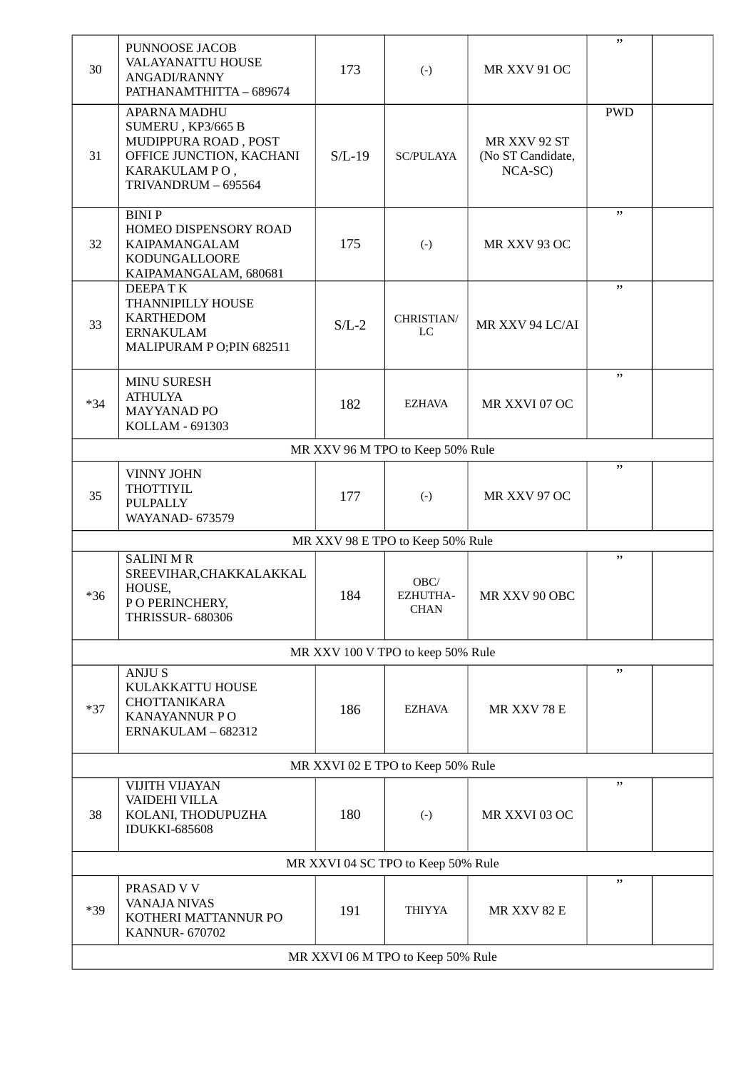| | | | | | | |
|---|---|---|---|---|---|---|
| 30 | PUNNOOSE JACOB<br>VALAYANATTU HOUSE<br>ANGADI/RANNY<br>PATHANAMTHITTA – 689674 | 173 | (-) | MR XXV 91 OC | ” | |
| 31 | APARNA MADHU<br>SUMERU , KP3/665 B<br>MUDIPPURA ROAD , POST OFFICE JUNCTION, KACHANI<br>KARAKULAM P O ,<br>TRIVANDRUM – 695564 | S/L-19 | SC/PULAYA | MR XXV 92 ST (No ST Candidate, NCA-SC) | PWD | |
| 32 | BINI P<br>HOMEO DISPENSORY ROAD<br>KAIPAMANGALAM<br>KODUNGALLOORE<br>KAIPAMANGALAM, 680681 | 175 | (-) | MR XXV 93 OC | ” | |
| 33 | DEEPA T K<br>THANNIPILLY HOUSE<br>KARTHEDOM<br>ERNAKULAM<br>MALIPURAM P O;PIN 682511 | S/L-2 | CHRISTIAN/ LC | MR XXV 94 LC/AI | ” | |
| *34 | MINU SURESH<br>ATHULYA<br>MAYYANAD PO<br>KOLLAM - 691303 | 182 | EZHAVA | MR XXVI 07 OC | ” | |
| MR XXV 96 M TPO to Keep 50% Rule | | | | | | |
| 35 | VINNY JOHN<br>THOTTIYIL<br>PULPALLY<br>WAYANAD- 673579 | 177 | (-) | MR XXV 97 OC | ” | |
| MR XXV 98 E TPO to Keep 50% Rule | | | | | | |
| *36 | SALINI M R<br>SREEVIHAR,CHAKKALAKKAL HOUSE,<br>P O PERINCHERY,<br>THRISSUR- 680306 | 184 | OBC/ EZHUTHA-CHAN | MR XXV 90 OBC | ” | |
| MR XXV 100 V TPO to keep 50% Rule | | | | | | |
| *37 | ANJU S<br>KULAKKATTU HOUSE<br>CHOTTANIKARA<br>KANAYANNUR P O<br>ERNAKULAM – 682312 | 186 | EZHAVA | MR XXV 78 E | ” | |
| MR XXVI 02 E TPO to Keep 50% Rule | | | | | | |
| 38 | VIJITH VIJAYAN<br>VAIDEHI VILLA<br>KOLANI, THODUPUZHA<br>IDUKKI-685608 | 180 | (-) | MR XXVI 03 OC | ” | |
| MR XXVI 04 SC TPO to Keep 50% Rule | | | | | | |
| *39 | PRASAD V V<br>VANAJA NIVAS<br>KOTHERI MATTANNUR PO<br>KANNUR- 670702 | 191 | THIYYA | MR XXV 82 E | ” | |
| MR XXVI 06 M TPO to Keep 50% Rule | | | | | | |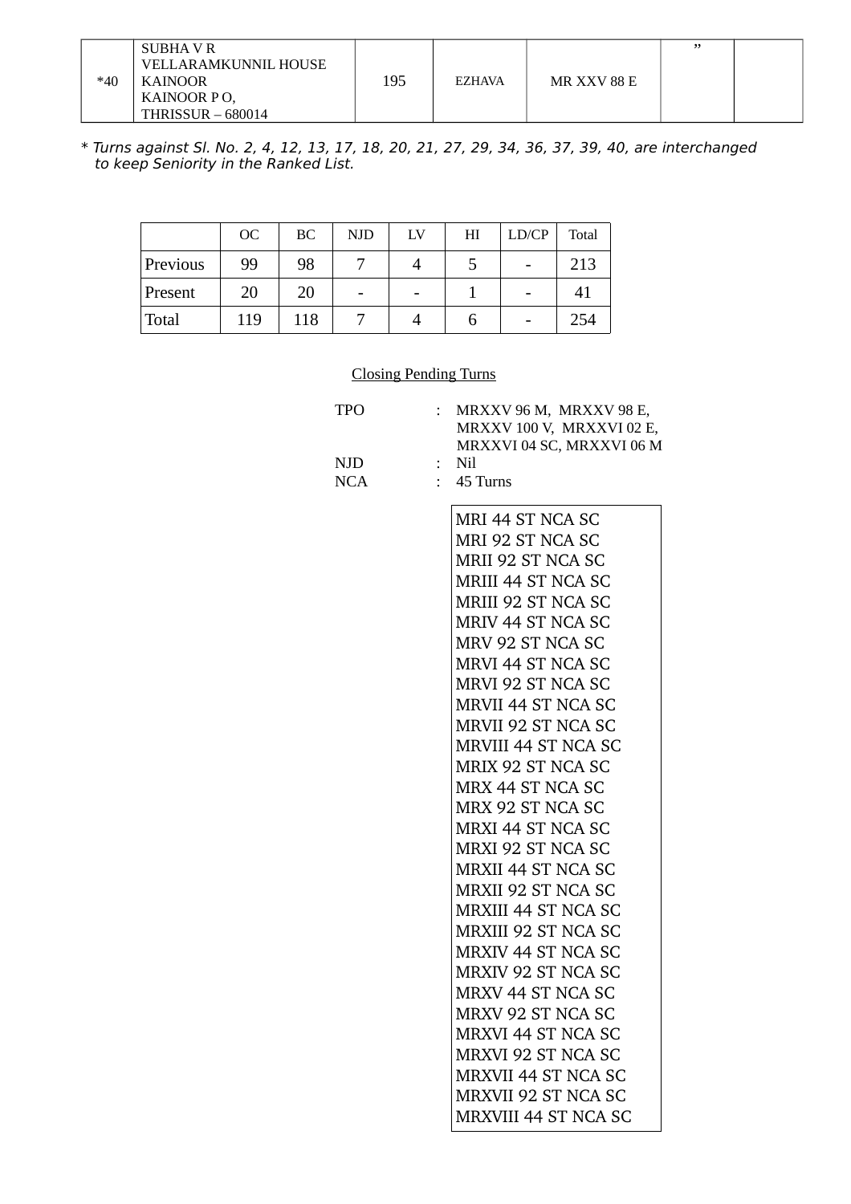| *40 | SUBHA V R<br>VELLARAMKUNNIL HOUSE<br>KAINOOR<br>KAINOOR P O,<br>THRISSUR – 680014 | 195 | EZHAVA | MR XXV 88 E | ” | |
|---|---|---|---|---|---|---|

*\* Turns against Sl. No. 2, 4, 12, 13, 17, 18, 20, 21, 27, 29, 34, 36, 37, 39, 40, are interchanged to keep Seniority in the Ranked List.*

| | OC | BC | NJD | LV | HI | LD/CP | Total |
|---|---|---|---|---|---|---|---|
| Previous | 99 | 98 | 7 | 4 | 5 | - | 213 |
| Present | 20 | 20 | - | - | 1 | - | 41 |
| Total | 119 | 118 | 7 | 4 | 6 | - | 254 |

Closing Pending Turns

TPO : MRXXV 96 M, MRXXV 98 E, MRXXV 100 V, MRXXVI 02 E, MRXXVI 04 SC, MRXXVI 06 M

NJD : Nil

NCA : 45 Turns

MRI 44 ST NCA SC
MRI 92 ST NCA SC
MRII 92 ST NCA SC
MRIII 44 ST NCA SC
MRIII 92 ST NCA SC
MRIV 44 ST NCA SC
MRV 92 ST NCA SC
MRVI 44 ST NCA SC
MRVI 92 ST NCA SC
MRVII 44 ST NCA SC
MRVII 92 ST NCA SC
MRVIII 44 ST NCA SC
MRIX 92 ST NCA SC
MRX 44 ST NCA SC
MRX 92 ST NCA SC
MRXI 44 ST NCA SC
MRXI 92 ST NCA SC
MRXII 44 ST NCA SC
MRXII 92 ST NCA SC
MRXIII 44 ST NCA SC
MRXIII 92 ST NCA SC
MRXIV 44 ST NCA SC
MRXIV 92 ST NCA SC
MRXV 44 ST NCA SC
MRXV 92 ST NCA SC
MRXVI 44 ST NCA SC
MRXVI 92 ST NCA SC
MRXVII 44 ST NCA SC
MRXVII 92 ST NCA SC
MRXVIII 44 ST NCA SC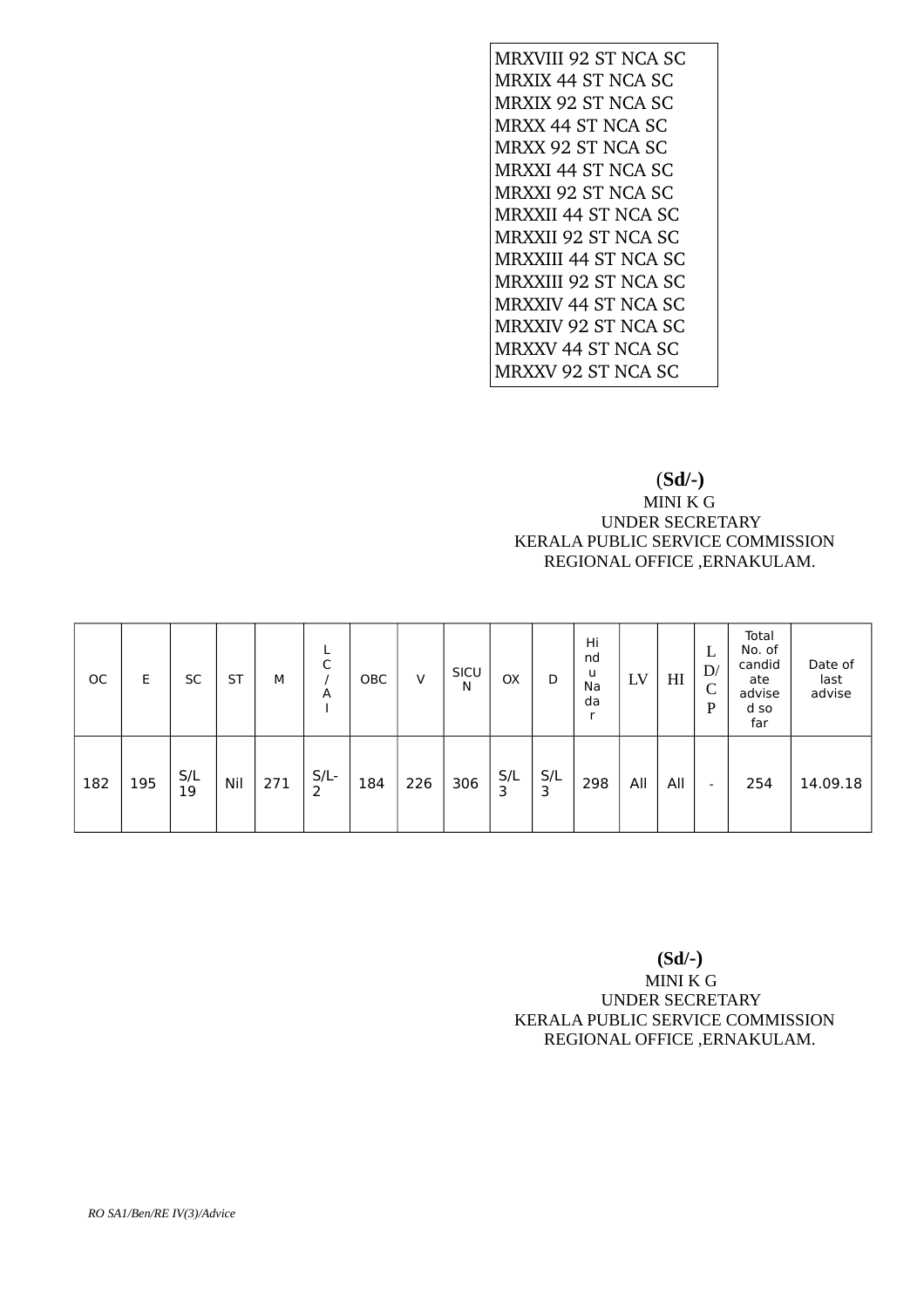MRXVIII 92 ST NCA SC
MRXIX 44 ST NCA SC
MRXIX 92 ST NCA SC
MRXX 44 ST NCA SC
MRXX 92 ST NCA SC
MRXXI 44 ST NCA SC
MRXXI 92 ST NCA SC
MRXXII 44 ST NCA SC
MRXXII 92 ST NCA SC
MRXXIII 44 ST NCA SC
MRXXIII 92 ST NCA SC
MRXXIV 44 ST NCA SC
MRXXIV 92 ST NCA SC
MRXXV 44 ST NCA SC
MRXXV 92 ST NCA SC

**(Sd/-)**
MINI K G
UNDER SECRETARY
KERALA PUBLIC SERVICE COMMISSION
REGIONAL OFFICE ,ERNAKULAM.

| OC | E | SC | ST | M | LC/AI | OBC | V | SICUN | OX | D | Hindu Nadar | LV | HI | LD/CP | Total No. of candidate advised so far | Date of last advise |
|---|---|---|---|---|---|---|---|---|---|---|---|---|---|---|---|---|
| 182 | 195 | S/L 19 | Nil | 271 | S/L-2 | 184 | 226 | 306 | S/L 3 | S/L 3 | 298 | All | All | - | 254 | 14.09.18 |

**(Sd/-)**
MINI K G
UNDER SECRETARY
KERALA PUBLIC SERVICE COMMISSION
REGIONAL OFFICE ,ERNAKULAM.

*RO SA1/Ben/RE IV(3)/Advice*